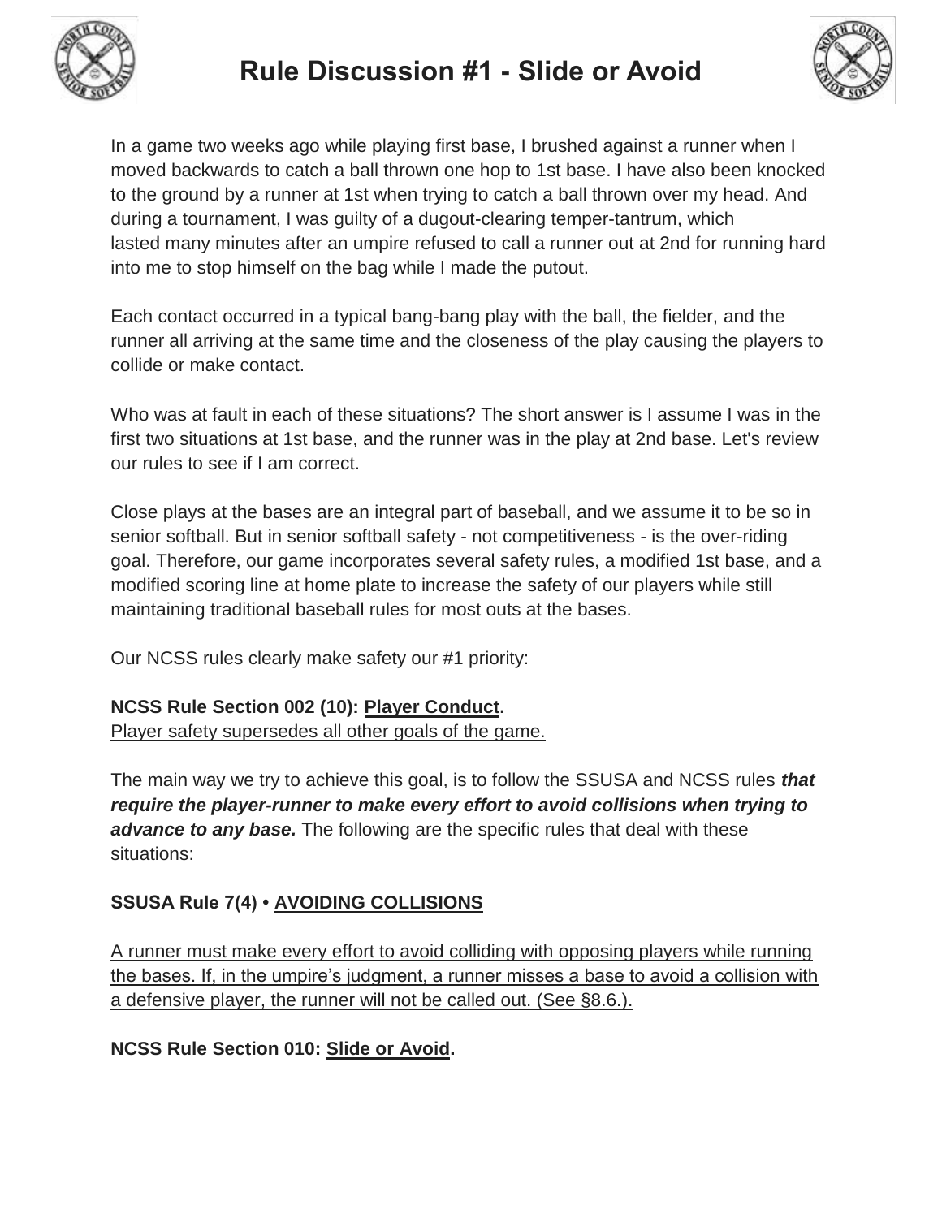# Rule Discussion #1 - Slide or Avoid

In a game two weeks ago while playing first base, I brushed against a runner when I moved backwards to catch a ball thrown one hop to 1st base. I have also been knocked to the ground by a runner at 1st when trying to catch a ball thrown over my head. And during a tournament, I was guilty of a dugout-clearing temper-tantrum, which lasted many minutes after an umpire refused to call a runner out at 2nd for running hard into me to stop himself on the bag while I made the putout.

Each contact occurred in a typical bang-bang play with the ball, the fielder, and the runner all arriving at the same time and the closeness of the play causing the players to collide or make contact.

Who was at fault in each of these situations? The short answer is I assume I was in the first two situations at 1st base, and the runner was in the play at 2nd base. Let's review our rules to see if I am correct.

Close plays at the bases are an integral part of baseball, and we assume it to be so in senior softball. But in senior softball safety - not competitiveness - is the over-riding goal. Therefore, our game incorporates several safety rules, a modified 1st base, and a modified scoring line at home plate to increase the safety of our players while still maintaining traditional baseball rules for most outs at the bases.

Our NCSS rules clearly make safety our #1 priority:

**NCSS Rule Section 002 (10): Player Conduct.**
Player safety supersedes all other goals of the game.

The main way we try to achieve this goal, is to follow the SSUSA and NCSS rules ***that require the player-runner to make every effort to avoid collisions when trying to advance to any base.*** The following are the specific rules that deal with these situations:

**SSUSA Rule 7(4) • AVOIDING COLLISIONS**

A runner must make every effort to avoid colliding with opposing players while running the bases. If, in the umpire's judgment, a runner misses a base to avoid a collision with a defensive player, the runner will not be called out. (See §8.6.).

**NCSS Rule Section 010: Slide or Avoid.**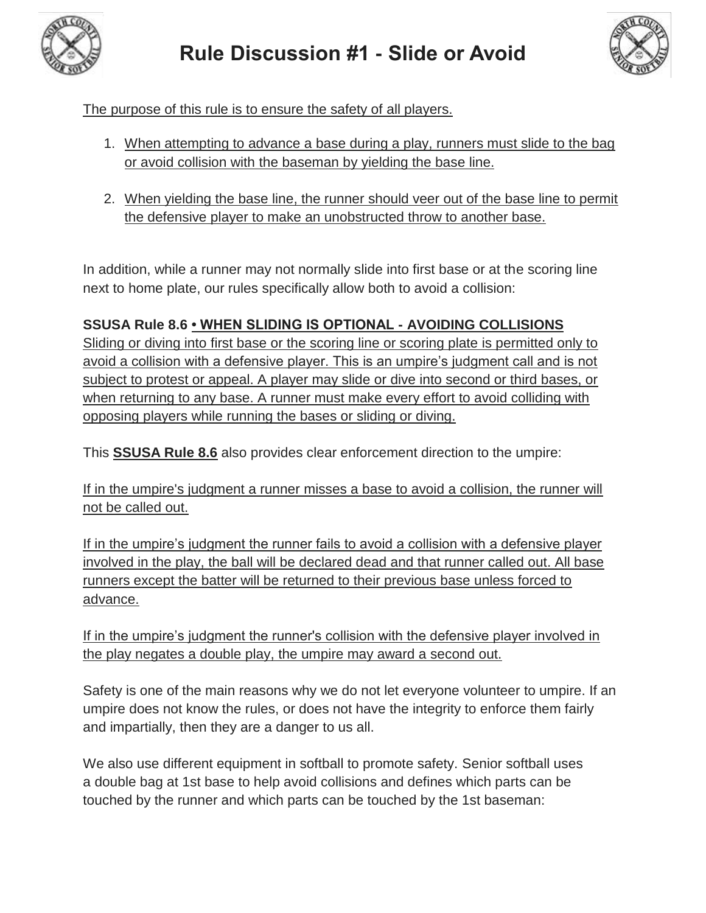// Title appears as page heading
# Rule Discussion #1 - Slide or Avoid

The purpose of this rule is to ensure the safety of all players.

1. When attempting to advance a base during a play, runners must slide to the bag or avoid collision with the baseman by yielding the base line.

2. When yielding the base line, the runner should veer out of the base line to permit the defensive player to make an unobstructed throw to another base.

In addition, while a runner may not normally slide into first base or at the scoring line next to home plate, our rules specifically allow both to avoid a collision:

**SSUSA Rule 8.6 • WHEN SLIDING IS OPTIONAL - AVOIDING COLLISIONS**
Sliding or diving into first base or the scoring line or scoring plate is permitted only to avoid a collision with a defensive player. This is an umpire's judgment call and is not subject to protest or appeal. A player may slide or dive into second or third bases, or when returning to any base. A runner must make every effort to avoid colliding with opposing players while running the bases or sliding or diving.

This **SSUSA Rule 8.6** also provides clear enforcement direction to the umpire:

If in the umpire's judgment a runner misses a base to avoid a collision, the runner will not be called out.

If in the umpire's judgment the runner fails to avoid a collision with a defensive player involved in the play, the ball will be declared dead and that runner called out. All base runners except the batter will be returned to their previous base unless forced to advance.

If in the umpire's judgment the runner's collision with the defensive player involved in the play negates a double play, the umpire may award a second out.

Safety is one of the main reasons why we do not let everyone volunteer to umpire. If an umpire does not know the rules, or does not have the integrity to enforce them fairly and impartially, then they are a danger to us all.

We also use different equipment in softball to promote safety. Senior softball uses a double bag at 1st base to help avoid collisions and defines which parts can be touched by the runner and which parts can be touched by the 1st baseman: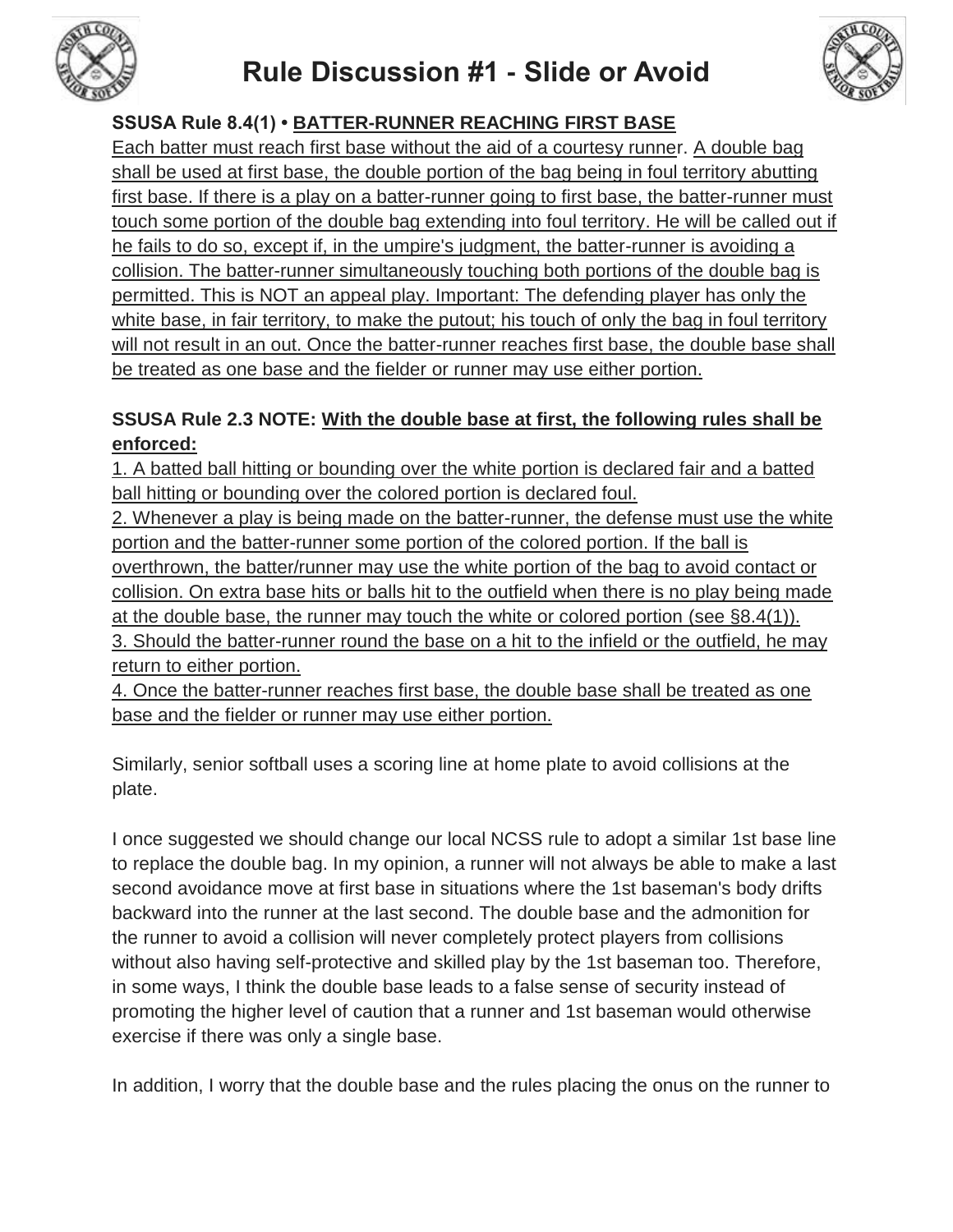# Rule Discussion #1 - Slide or Avoid

**SSUSA Rule 8.4(1) • BATTER-RUNNER REACHING FIRST BASE**

Each batter must reach first base without the aid of a courtesy runner. A double bag shall be used at first base, the double portion of the bag being in foul territory abutting first base. If there is a play on a batter-runner going to first base, the batter-runner must touch some portion of the double bag extending into foul territory. He will be called out if he fails to do so, except if, in the umpire's judgment, the batter-runner is avoiding a collision. The batter-runner simultaneously touching both portions of the double bag is permitted. This is NOT an appeal play. Important: The defending player has only the white base, in fair territory, to make the putout; his touch of only the bag in foul territory will not result in an out. Once the batter-runner reaches first base, the double base shall be treated as one base and the fielder or runner may use either portion.

**SSUSA Rule 2.3 NOTE: With the double base at first, the following rules shall be enforced:**

1. A batted ball hitting or bounding over the white portion is declared fair and a batted ball hitting or bounding over the colored portion is declared foul.
2. Whenever a play is being made on the batter-runner, the defense must use the white portion and the batter-runner some portion of the colored portion. If the ball is overthrown, the batter/runner may use the white portion of the bag to avoid contact or collision. On extra base hits or balls hit to the outfield when there is no play being made at the double base, the runner may touch the white or colored portion (see §8.4(1)).
3. Should the batter-runner round the base on a hit to the infield or the outfield, he may return to either portion.
4. Once the batter-runner reaches first base, the double base shall be treated as one base and the fielder or runner may use either portion.

Similarly, senior softball uses a scoring line at home plate to avoid collisions at the plate.

I once suggested we should change our local NCSS rule to adopt a similar 1st base line to replace the double bag. In my opinion, a runner will not always be able to make a last second avoidance move at first base in situations where the 1st baseman's body drifts backward into the runner at the last second. The double base and the admonition for the runner to avoid a collision will never completely protect players from collisions without also having self-protective and skilled play by the 1st baseman too. Therefore, in some ways, I think the double base leads to a false sense of security instead of promoting the higher level of caution that a runner and 1st baseman would otherwise exercise if there was only a single base.

In addition, I worry that the double base and the rules placing the onus on the runner to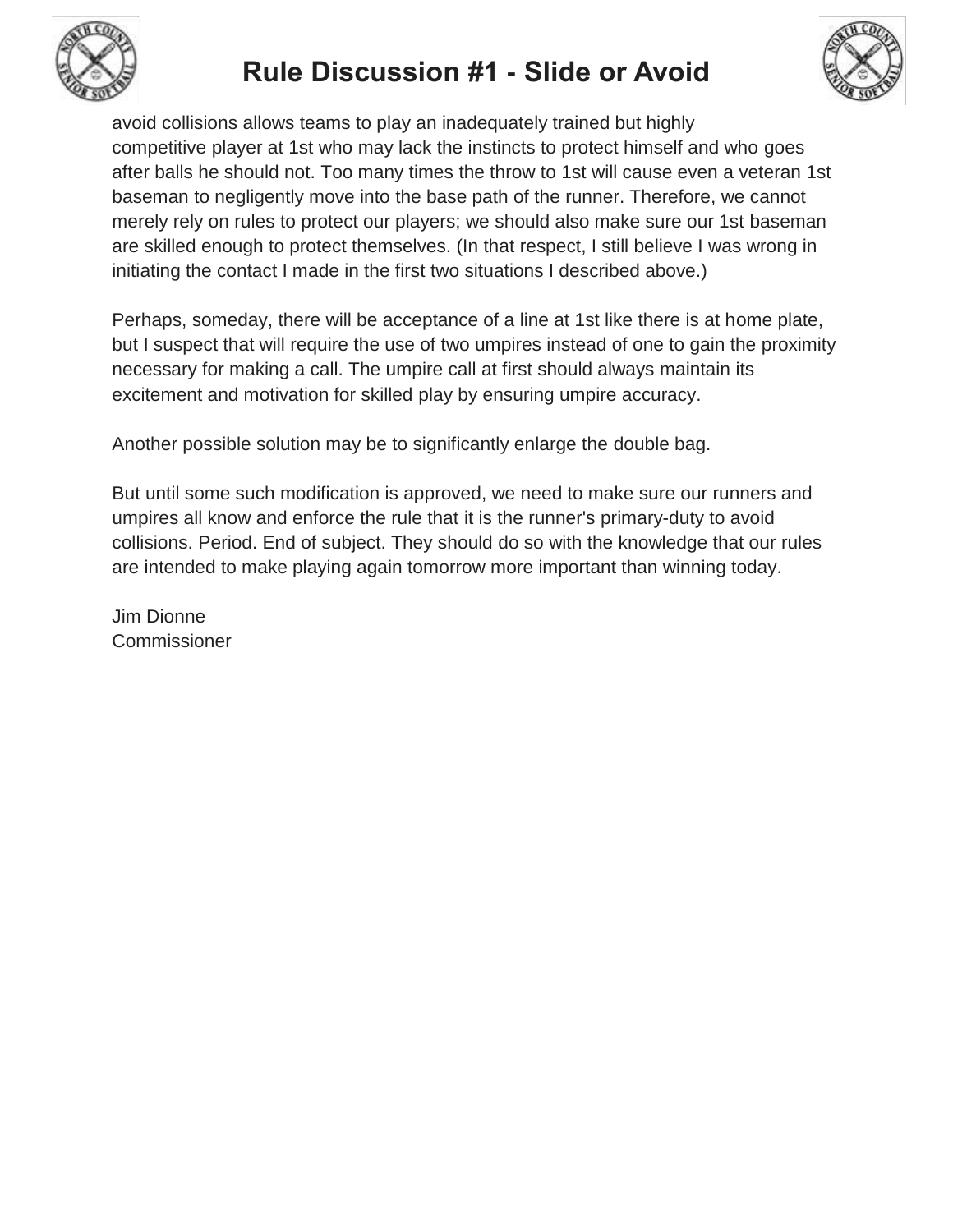avoid collisions allows teams to play an inadequately trained but highly competitive player at 1st who may lack the instincts to protect himself and who goes after balls he should not. Too many times the throw to 1st will cause even a veteran 1st baseman to negligently move into the base path of the runner. Therefore, we cannot merely rely on rules to protect our players; we should also make sure our 1st baseman are skilled enough to protect themselves. (In that respect, I still believe I was wrong in initiating the contact I made in the first two situations I described above.)

Perhaps, someday, there will be acceptance of a line at 1st like there is at home plate, but I suspect that will require the use of two umpires instead of one to gain the proximity necessary for making a call. The umpire call at first should always maintain its excitement and motivation for skilled play by ensuring umpire accuracy.

Another possible solution may be to significantly enlarge the double bag.

But until some such modification is approved, we need to make sure our runners and umpires all know and enforce the rule that it is the runner's primary-duty to avoid collisions. Period. End of subject. They should do so with the knowledge that our rules are intended to make playing again tomorrow more important than winning today.

Jim Dionne
Commissioner